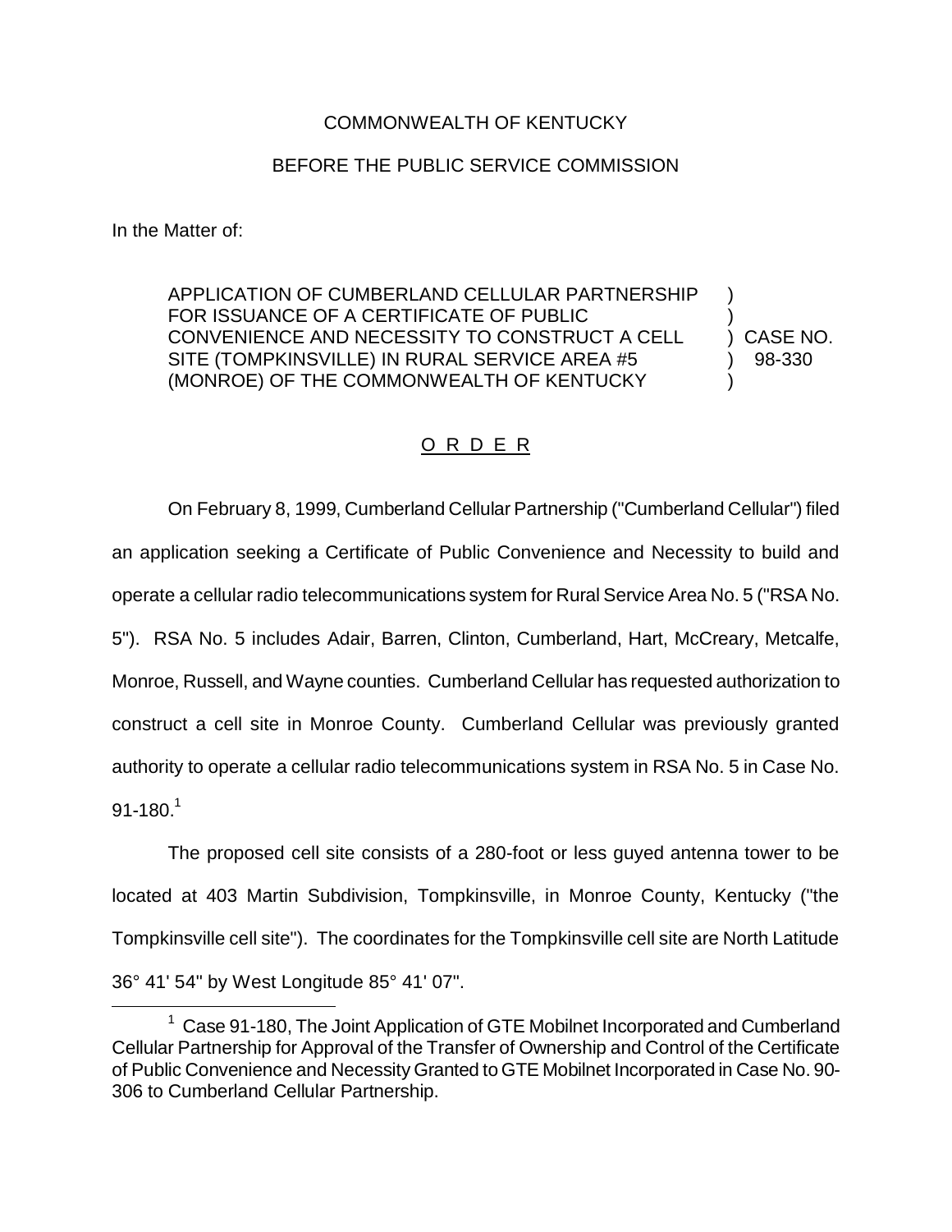COMMONWEALTH OF KENTUCKY

BEFORE THE PUBLIC SERVICE COMMISSION

In the Matter of:

| | | |
|---|---|---|
| APPLICATION OF CUMBERLAND CELLULAR PARTNERSHIP FOR ISSUANCE OF A CERTIFICATE OF PUBLIC CONVENIENCE AND NECESSITY TO CONSTRUCT A CELL SITE (TOMPKINSVILLE) IN RURAL SERVICE AREA #5 (MONROE) OF THE COMMONWEALTH OF KENTUCKY | ) | CASE NO. 98-330 |

O R D E R

On February 8, 1999, Cumberland Cellular Partnership ("Cumberland Cellular") filed an application seeking a Certificate of Public Convenience and Necessity to build and operate a cellular radio telecommunications system for Rural Service Area No. 5 ("RSA No. 5"). RSA No. 5 includes Adair, Barren, Clinton, Cumberland, Hart, McCreary, Metcalfe, Monroe, Russell, and Wayne counties. Cumberland Cellular has requested authorization to construct a cell site in Monroe County. Cumberland Cellular was previously granted authority to operate a cellular radio telecommunications system in RSA No. 5 in Case No. 91-180.[1]

The proposed cell site consists of a 280-foot or less guyed antenna tower to be located at 403 Martin Subdivision, Tompkinsville, in Monroe County, Kentucky ("the Tompkinsville cell site"). The coordinates for the Tompkinsville cell site are North Latitude 36° 41' 54" by West Longitude 85° 41' 07".

[1] Case 91-180, The Joint Application of GTE Mobilnet Incorporated and Cumberland Cellular Partnership for Approval of the Transfer of Ownership and Control of the Certificate of Public Convenience and Necessity Granted to GTE Mobilnet Incorporated in Case No. 90-306 to Cumberland Cellular Partnership.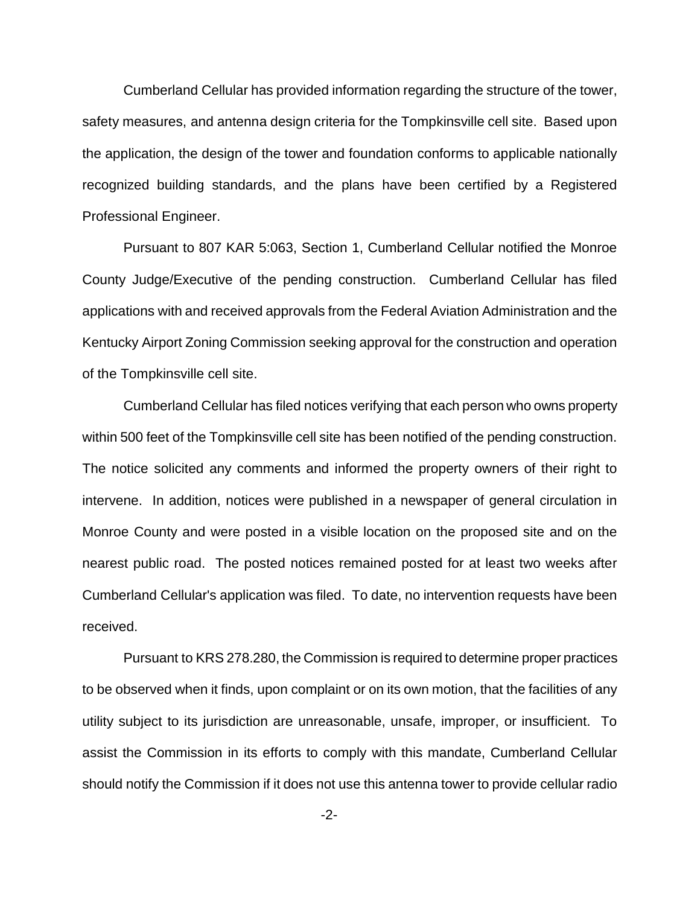Cumberland Cellular has provided information regarding the structure of the tower, safety measures, and antenna design criteria for the Tompkinsville cell site. Based upon the application, the design of the tower and foundation conforms to applicable nationally recognized building standards, and the plans have been certified by a Registered Professional Engineer.

Pursuant to 807 KAR 5:063, Section 1, Cumberland Cellular notified the Monroe County Judge/Executive of the pending construction. Cumberland Cellular has filed applications with and received approvals from the Federal Aviation Administration and the Kentucky Airport Zoning Commission seeking approval for the construction and operation of the Tompkinsville cell site.

Cumberland Cellular has filed notices verifying that each person who owns property within 500 feet of the Tompkinsville cell site has been notified of the pending construction. The notice solicited any comments and informed the property owners of their right to intervene. In addition, notices were published in a newspaper of general circulation in Monroe County and were posted in a visible location on the proposed site and on the nearest public road. The posted notices remained posted for at least two weeks after Cumberland Cellular's application was filed. To date, no intervention requests have been received.

Pursuant to KRS 278.280, the Commission is required to determine proper practices to be observed when it finds, upon complaint or on its own motion, that the facilities of any utility subject to its jurisdiction are unreasonable, unsafe, improper, or insufficient. To assist the Commission in its efforts to comply with this mandate, Cumberland Cellular should notify the Commission if it does not use this antenna tower to provide cellular radio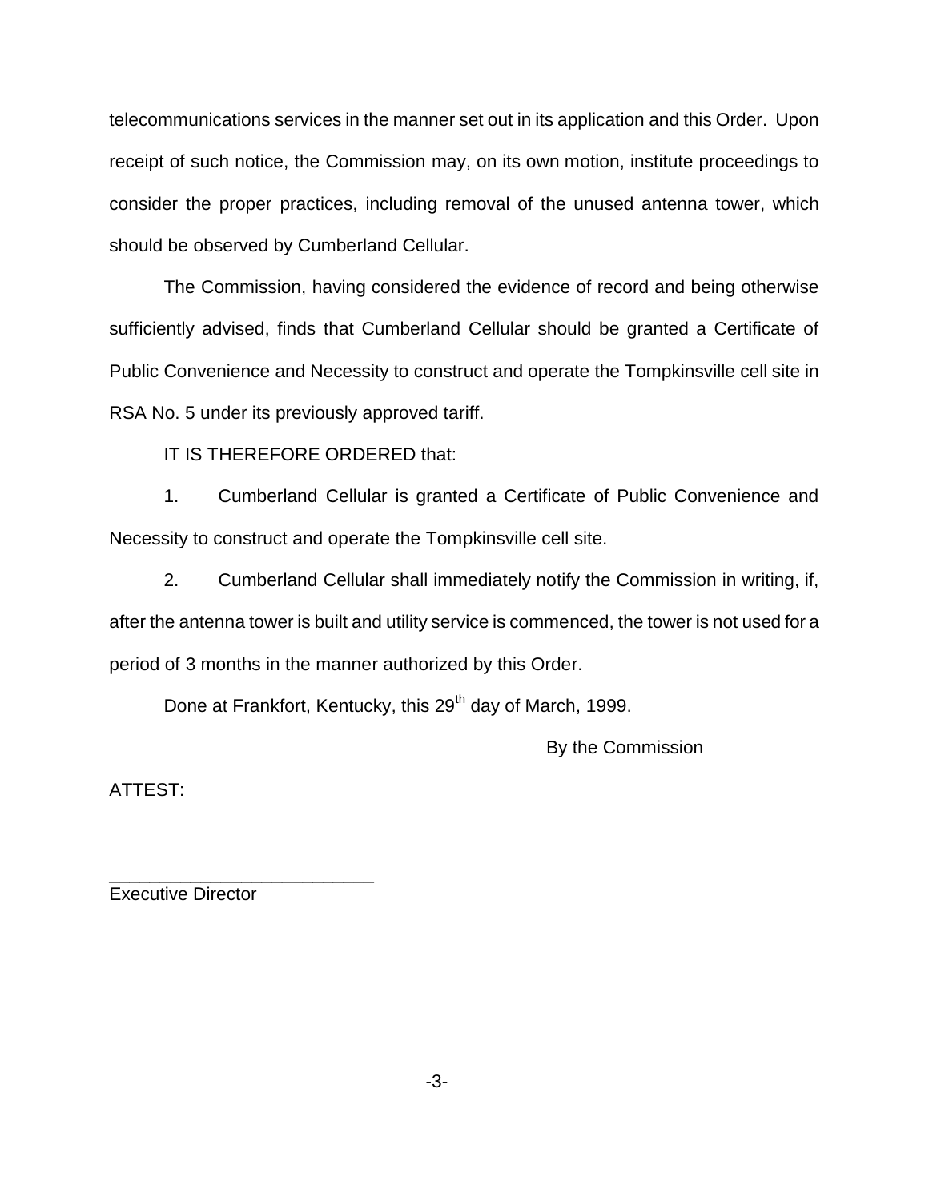telecommunications services in the manner set out in its application and this Order. Upon receipt of such notice, the Commission may, on its own motion, institute proceedings to consider the proper practices, including removal of the unused antenna tower, which should be observed by Cumberland Cellular.

The Commission, having considered the evidence of record and being otherwise sufficiently advised, finds that Cumberland Cellular should be granted a Certificate of Public Convenience and Necessity to construct and operate the Tompkinsville cell site in RSA No. 5 under its previously approved tariff.

IT IS THEREFORE ORDERED that:

1. Cumberland Cellular is granted a Certificate of Public Convenience and Necessity to construct and operate the Tompkinsville cell site.

2. Cumberland Cellular shall immediately notify the Commission in writing, if, after the antenna tower is built and utility service is commenced, the tower is not used for a period of 3 months in the manner authorized by this Order.

Done at Frankfort, Kentucky, this 29th day of March, 1999.

By the Commission

ATTEST:

___________________________

Executive Director